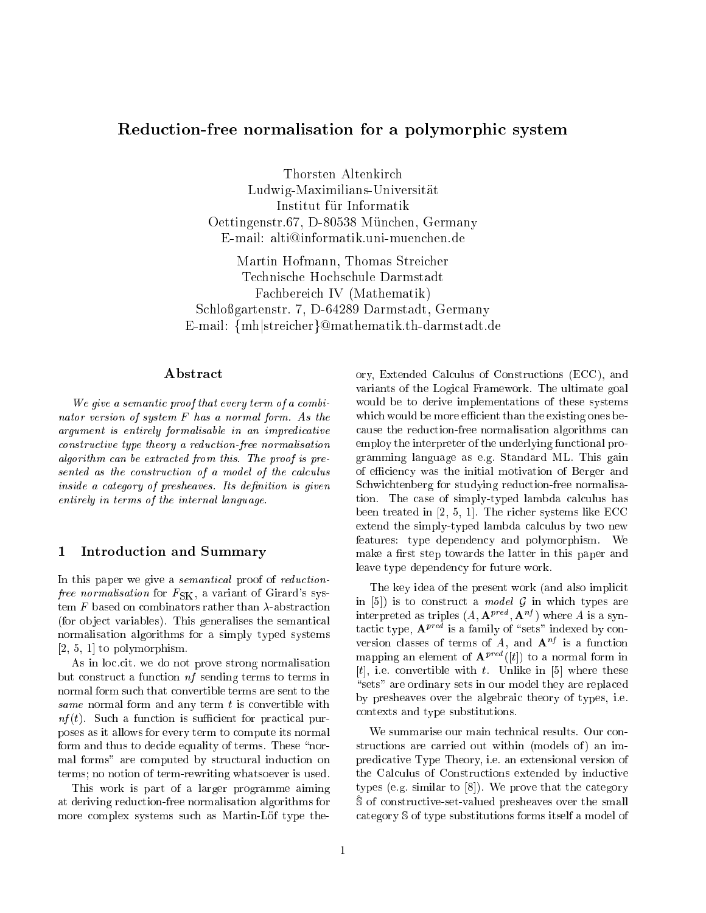# Reduction-free normalisation for a polymorphic system

Thorsten Altenkirch
Ludwig-Maximilians-Universität
Institut für Informatik
Oettingenstr.67, D-80538 München, Germany
E-mail: alti@informatik.uni-muenchen.de

Martin Hofmann, Thomas Streicher
Technische Hochschule Darmstadt
Fachbereich IV (Mathematik)
Schloßgartenstr. 7, D-64289 Darmstadt, Germany
E-mail: {mh|streicher}@mathematik.th-darmstadt.de

## Abstract

*We give a semantic proof that every term of a combinator version of system F has a normal form. As the argument is entirely formalisable in an impredicative constructive type theory a reduction-free normalisation algorithm can be extracted from this. The proof is presented as the construction of a model of the calculus inside a category of presheaves. Its definition is given entirely in terms of the internal language.*

## 1 Introduction and Summary

In this paper we give a *semantical* proof of *reduction-free normalisation* for $F_{\mathrm{SK}}$, a variant of Girard's system $F$ based on combinators rather than $\lambda$-abstraction (for object variables). This generalises the semantical normalisation algorithms for a simply typed systems [2, 5, 1] to polymorphism.

As in loc.cit. we do not prove strong normalisation but construct a function *nf* sending terms to terms in normal form such that convertible terms are sent to the *same* normal form and any term $t$ is convertible with $nf(t)$. Such a function is sufficient for practical purposes as it allows for every term to compute its normal form and thus to decide equality of terms. These "normal forms" are computed by structural induction on terms; no notion of term-rewriting whatsoever is used.

This work is part of a larger programme aiming at deriving reduction-free normalisation algorithms for more complex systems such as Martin-Löf type theory, Extended Calculus of Constructions (ECC), and variants of the Logical Framework. The ultimate goal would be to derive implementations of these systems which would be more efficient than the existing ones because the reduction-free normalisation algorithms can employ the interpreter of the underlying functional programming language as e.g. Standard ML. This gain of efficiency was the initial motivation of Berger and Schwichtenberg for studying reduction-free normalisation. The case of simply-typed lambda calculus has been treated in [2, 5, 1]. The richer systems like ECC extend the simply-typed lambda calculus by two new features: type dependency and polymorphism. We make a first step towards the latter in this paper and leave type dependency for future work.

The key idea of the present work (and also implicit in [5]) is to construct a *model* $\mathcal{G}$ in which types are interpreted as triples $(A, \mathbf{A}^{pred}, \mathbf{A}^{nf})$ where $A$ is a syntactic type, $\mathbf{A}^{pred}$ is a family of "sets" indexed by conversion classes of terms of $A$, and $\mathbf{A}^{nf}$ is a function mapping an element of $\mathbf{A}^{pred}([t])$ to a normal form in $[t]$, i.e. convertible with $t$. Unlike in [5] where these "sets" are ordinary sets in our model they are replaced by presheaves over the algebraic theory of types, i.e. contexts and type substitutions.

We summarise our main technical results. Our constructions are carried out within (models of) an impredicative Type Theory, i.e. an extensional version of the Calculus of Constructions extended by inductive types (e.g. similar to [8]). We prove that the category $\hat{\mathbb{S}}$ of constructive-set-valued presheaves over the small category $\mathbb{S}$ of type substitutions forms itself a model of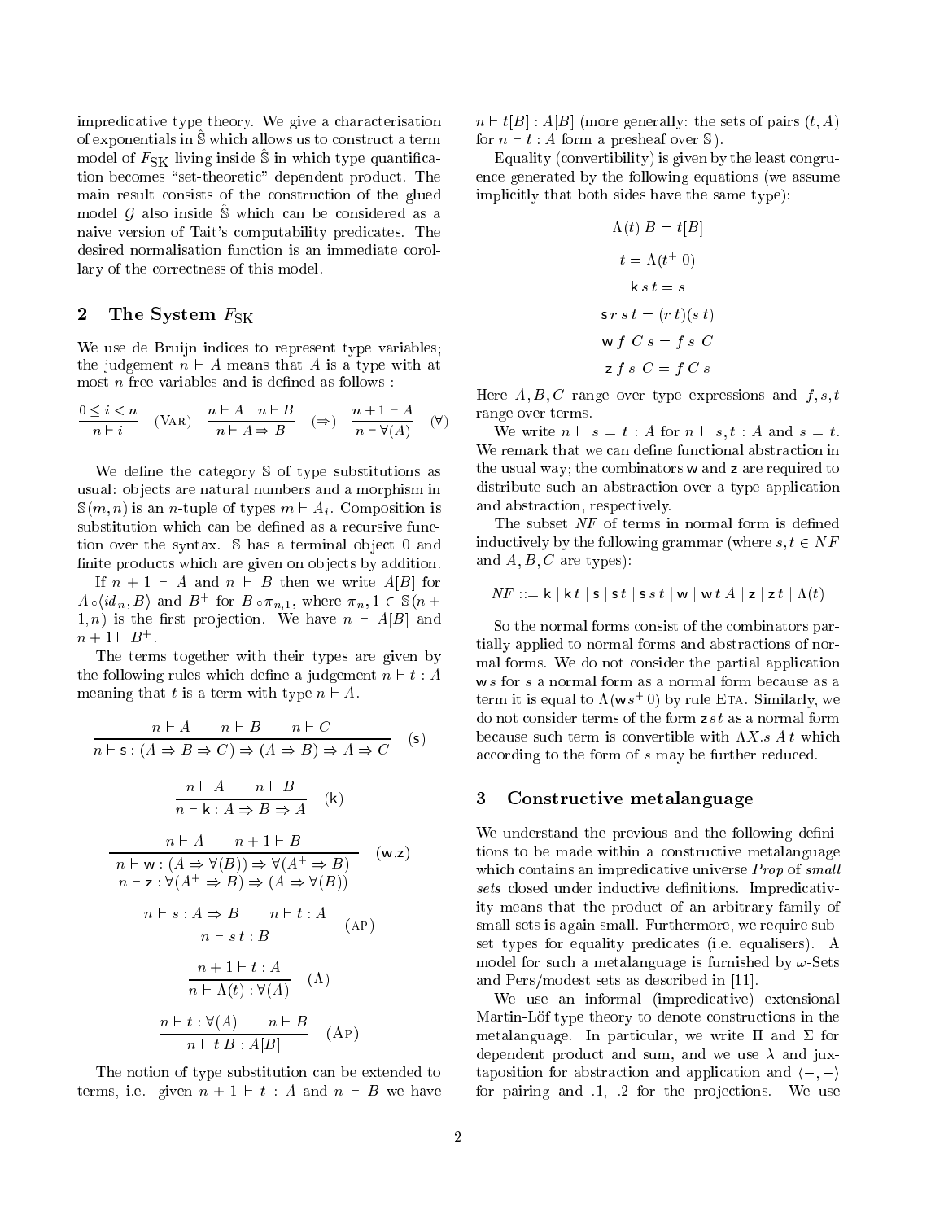impredicative type theory. We give a characterisation of exponentials in $\hat{\mathbb{S}}$ which allows us to construct a term model of $F_{\mathrm{SK}}$ living inside $\hat{\mathbb{S}}$ in which type quantification becomes "set-theoretic" dependent product. The main result consists of the construction of the glued model $\mathcal{G}$ also inside $\hat{\mathbb{S}}$ which can be considered as a naive version of Tait's computability predicates. The desired normalisation function is an immediate corollary of the correctness of this model.

## 2 The System $F_{\mathrm{SK}}$

We use de Bruijn indices to represent type variables; the judgement $n \vdash A$ means that $A$ is a type with at most $n$ free variables and is defined as follows :

$$\frac{0 \leq i < n}{n \vdash i}\ (\textsc{Var}) \quad \frac{n \vdash A \quad n \vdash B}{n \vdash A \Rightarrow B}\ (\Rightarrow) \quad \frac{n+1 \vdash A}{n \vdash \forall(A)}\ (\forall)$$

We define the category $\mathbb{S}$ of type substitutions as usual: objects are natural numbers and a morphism in $\mathbb{S}(m,n)$ is an $n$-tuple of types $m \vdash A_i$. Composition is substitution which can be defined as a recursive function over the syntax. $\mathbb{S}$ has a terminal object 0 and finite products which are given on objects by addition.

If $n+1 \vdash A$ and $n \vdash B$ then we write $A[B]$ for $A \circ \langle id_n, B\rangle$ and $B^+$ for $B \circ \pi_{n,1}$, where $\pi_n, 1 \in \mathbb{S}(n+1, n)$ is the first projection. We have $n \vdash A[B]$ and $n+1 \vdash B^+$.

The terms together with their types are given by the following rules which define a judgement $n \vdash t : A$ meaning that $t$ is a term with type $n \vdash A$.

$$\frac{n \vdash A \qquad n \vdash B \qquad n \vdash C}{n \vdash \mathsf{s} : (A \Rightarrow B \Rightarrow C) \Rightarrow (A \Rightarrow B) \Rightarrow A \Rightarrow C}\ (\mathsf{s})$$

$$\frac{n \vdash A \qquad n \vdash B}{n \vdash \mathsf{k} : A \Rightarrow B \Rightarrow A}\ (\mathsf{k})$$

$$\frac{n \vdash A \qquad n+1 \vdash B}{\begin{array}{c} n \vdash \mathsf{w} : (A \Rightarrow \forall(B)) \Rightarrow \forall(A^+ \Rightarrow B) \\ n \vdash \mathsf{z} : \forall(A^+ \Rightarrow B) \Rightarrow (A \Rightarrow \forall(B)) \end{array}}\ (\mathsf{w},\mathsf{z})$$

$$\frac{n \vdash s : A \Rightarrow B \qquad n \vdash t : A}{n \vdash s\, t : B}\ (\textsc{ap})$$

$$\frac{n+1 \vdash t : A}{n \vdash \Lambda(t) : \forall(A)}\ (\Lambda)$$

$$\frac{n \vdash t : \forall(A) \qquad n \vdash B}{n \vdash t\, B : A[B]}\ (\textsc{Ap})$$

The notion of type substitution can be extended to terms, i.e. given $n+1 \vdash t : A$ and $n \vdash B$ we have $n \vdash t[B] : A[B]$ (more generally: the sets of pairs $(t, A)$ for $n \vdash t : A$ form a presheaf over $\mathbb{S}$).

Equality (convertibility) is given by the least congruence generated by the following equations (we assume implicitly that both sides have the same type):

$$\Lambda(t)\ B = t[B]$$

$$t = \Lambda(t^+\ 0)$$

$$\mathsf{k}\, s\, t = s$$

$$\mathsf{s}\, r\, s\, t = (r\, t)(s\, t)$$

$$\mathsf{w}\ f\ C\, s = f\ s\ C$$

$$\mathsf{z}\ f\ s\ C = f\ C\ s$$

Here $A, B, C$ range over type expressions and $f, s, t$ range over terms.

We write $n \vdash s = t : A$ for $n \vdash s, t : A$ and $s = t$. We remark that we can define functional abstraction in the usual way; the combinators $\mathsf{w}$ and $\mathsf{z}$ are required to distribute such an abstraction over a type application and abstraction, respectively.

The subset *NF* of terms in normal form is defined inductively by the following grammar (where $s, t \in NF$ and $A, B, C$ are types):

$$NF ::= \mathsf{k} \mid \mathsf{k}\, t \mid \mathsf{s} \mid \mathsf{s}\, t \mid \mathsf{s}\, s\, t \mid \mathsf{w} \mid \mathsf{w}\, t\ A \mid \mathsf{z} \mid \mathsf{z}\, t \mid \Lambda(t)$$

So the normal forms consist of the combinators partially applied to normal forms and abstractions of normal forms. We do not consider the partial application $\mathsf{w}\, s$ for $s$ a normal form as a normal form because as a term it is equal to $\Lambda(\mathsf{w}\, s^+\ 0)$ by rule Eta. Similarly, we do not consider terms of the form $\mathsf{z}\, s\, t$ as a normal form because such term is convertible with $\Lambda X.s\ A\ t$ which according to the form of $s$ may be further reduced.

## 3 Constructive metalanguage

We understand the previous and the following definitions to be made within a constructive metalanguage which contains an impredicative universe *Prop* of *small sets* closed under inductive definitions. Impredicativity means that the product of an arbitrary family of small sets is again small. Furthermore, we require subset types for equality predicates (i.e. equalisers). A model for such a metalanguage is furnished by $\omega$-Sets and Pers/modest sets as described in [11].

We use an informal (impredicative) extensional Martin-Löf type theory to denote constructions in the metalanguage. In particular, we write $\Pi$ and $\Sigma$ for dependent product and sum, and we use $\lambda$ and juxtaposition for abstraction and application and $\langle -, - \rangle$ for pairing and .1, .2 for the projections. We use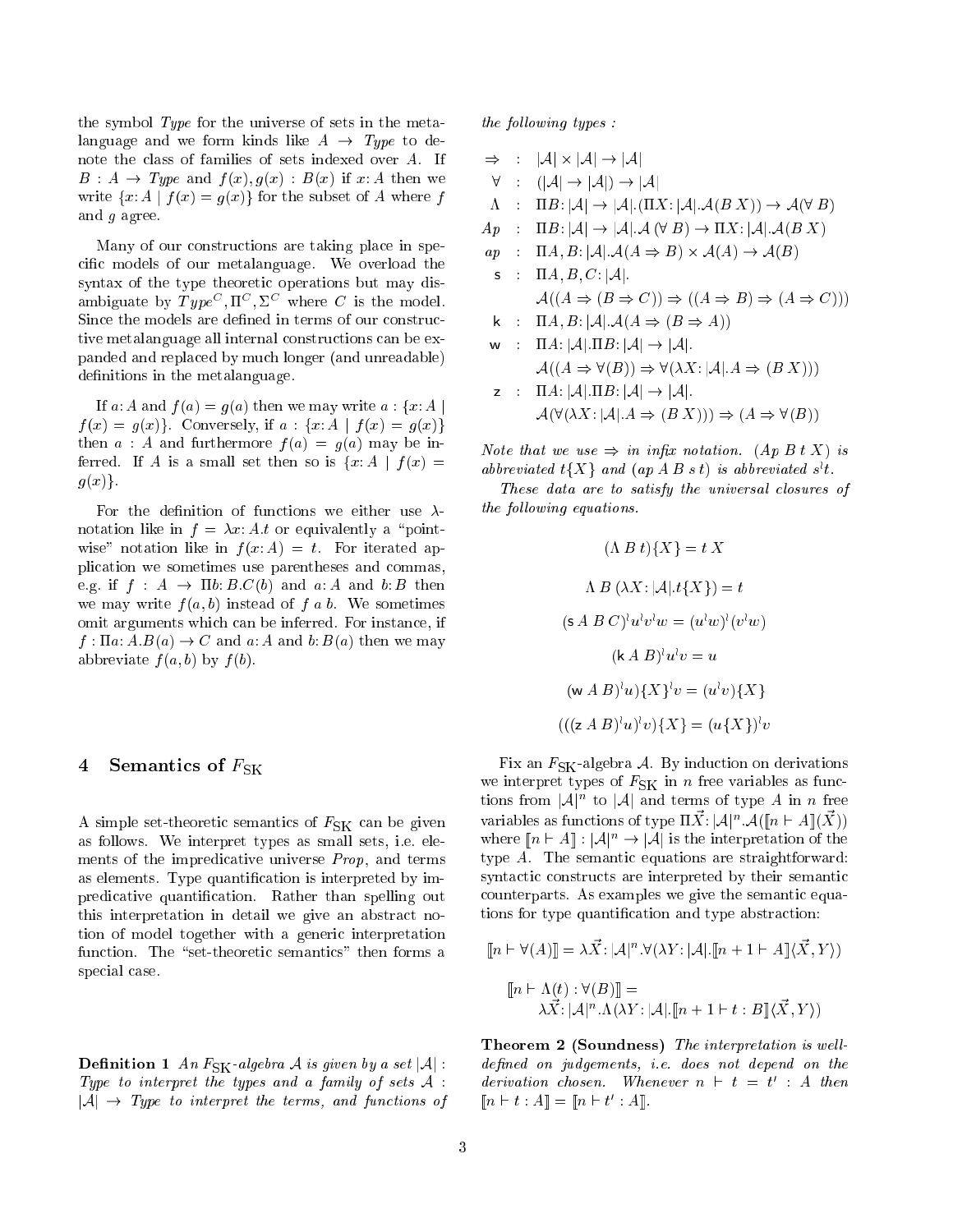the symbol *Type* for the universe of sets in the metalanguage and we form kinds like $A \to \mathit{Type}$ to denote the class of families of sets indexed over $A$. If $B : A \to \mathit{Type}$ and $f(x), g(x) : B(x)$ if $x{:}A$ then we write $\{x{:}A \mid f(x) = g(x)\}$ for the subset of $A$ where $f$ and $g$ agree.

Many of our constructions are taking place in specific models of our metalanguage. We overload the syntax of the type theoretic operations but may disambiguate by $\mathit{Type}^C, \Pi^C, \Sigma^C$ where $C$ is the model. Since the models are defined in terms of our constructive metalanguage all internal constructions can be expanded and replaced by much longer (and unreadable) definitions in the metalanguage.

If $a{:}A$ and $f(a) = g(a)$ then we may write $a : \{x{:}A \mid f(x) = g(x)\}$. Conversely, if $a : \{x{:}A \mid f(x) = g(x)\}$ then $a : A$ and furthermore $f(a) = g(a)$ may be inferred. If $A$ is a small set then so is $\{x{:}A \mid f(x) = g(x)\}$.

For the definition of functions we either use $\lambda$-notation like in $f = \lambda x{:}A.t$ or equivalently a "pointwise" notation like in $f(x{:}A) = t$. For iterated application we sometimes use parentheses and commas, e.g. if $f : A \to \Pi b{:}B.C(b)$ and $a{:}A$ and $b{:}B$ then we may write $f(a, b)$ instead of $f\ a\ b$. We sometimes omit arguments which can be inferred. For instance, if $f : \Pi a{:}A.B(a) \to C$ and $a{:}A$ and $b{:}B(a)$ then we may abbreviate $f(a, b)$ by $f(b)$.

## 4 Semantics of $F_{\mathrm{SK}}$

A simple set-theoretic semantics of $F_{\mathrm{SK}}$ can be given as follows. We interpret types as small sets, i.e. elements of the impredicative universe *Prop*, and terms as elements. Type quantification is interpreted by impredicative quantification. Rather than spelling out this interpretation in detail we give an abstract notion of model together with a generic interpretation function. The "set-theoretic semantics" then forms a special case.

**Definition 1** *An $F_{\mathrm{SK}}$-algebra $\mathcal{A}$ is given by a set $|\mathcal{A}| : \mathit{Type}$ to interpret the types and a family of sets $\mathcal{A} : |\mathcal{A}| \to \mathit{Type}$ to interpret the terms, and functions of the following types :*

$$
\begin{array}{rcl}
\Rightarrow & : & |\mathcal{A}| \times |\mathcal{A}| \to |\mathcal{A}| \\
\forall & : & (|\mathcal{A}| \to |\mathcal{A}|) \to |\mathcal{A}| \\
\Lambda & : & \Pi B{:}\, |\mathcal{A}| \to |\mathcal{A}|.(\Pi X{:}\, |\mathcal{A}|.\mathcal{A}(B\ X)) \to \mathcal{A}(\forall\ B) \\
Ap & : & \Pi B{:}\, |\mathcal{A}| \to |\mathcal{A}|.\mathcal{A}\ (\forall\ B) \to \Pi X{:}\, |\mathcal{A}|.\mathcal{A}(B\ X) \\
ap & : & \Pi A, B{:}\, |\mathcal{A}|.\mathcal{A}(A \Rightarrow B) \times \mathcal{A}(A) \to \mathcal{A}(B) \\
\mathsf{s} & : & \Pi A, B, C{:}\, |\mathcal{A}|. \\
& & \mathcal{A}((A \Rightarrow (B \Rightarrow C)) \Rightarrow ((A \Rightarrow B) \Rightarrow (A \Rightarrow C))) \\
\mathsf{k} & : & \Pi A, B{:}\, |\mathcal{A}|.\mathcal{A}(A \Rightarrow (B \Rightarrow A)) \\
\mathsf{w} & : & \Pi A{:}\, |\mathcal{A}|.\Pi B{:}\, |\mathcal{A}| \to |\mathcal{A}|. \\
& & \mathcal{A}((A \Rightarrow \forall(B)) \Rightarrow \forall(\lambda X{:}\, |\mathcal{A}|.A \Rightarrow (B\ X))) \\
\mathsf{z} & : & \Pi A{:}\, |\mathcal{A}|.\Pi B{:}\, |\mathcal{A}| \to |\mathcal{A}|. \\
& & \mathcal{A}(\forall(\lambda X{:}\, |\mathcal{A}|.A \Rightarrow (B\ X))) \Rightarrow (A \Rightarrow \forall(B))
\end{array}
$$

*Note that we use $\Rightarrow$ in infix notation. $(Ap\ B\ t\ X)$ is abbreviated $t\{X\}$ and $(ap\ A\ B\ s\ t)$ is abbreviated $s^{l}t$.*

*These data are to satisfy the universal closures of the following equations.*

$$(\Lambda\ B\ t)\{X\} = t\ X$$

$$\Lambda\ B\ (\lambda X{:}\, |\mathcal{A}|.t\{X\}) = t$$

$$(\mathsf{s}\ A\ B\ C)^{l}u^{l}v^{l}w = (u^{l}w)^{l}(v^{l}w)$$

$$(\mathsf{k}\ A\ B)^{l}u^{l}v = u$$

$$(\mathsf{w}\ A\ B)^{l}u)\{X\}^{l}v = (u^{l}v)\{X\}$$

$$(((\mathsf{z}\ A\ B)^{l}u)^{l}v)\{X\} = (u\{X\})^{l}v$$

Fix an $F_{\mathrm{SK}}$-algebra $\mathcal{A}$. By induction on derivations we interpret types of $F_{\mathrm{SK}}$ in $n$ free variables as functions from $|\mathcal{A}|^n$ to $|\mathcal{A}|$ and terms of type $A$ in $n$ free variables as functions of type $\Pi\vec{X}{:}\, |\mathcal{A}|^n.\mathcal{A}([\![n \vdash A]\!](\vec{X}))$ where $[\![n \vdash A]\!] : |\mathcal{A}|^n \to |\mathcal{A}|$ is the interpretation of the type $A$. The semantic equations are straightforward: syntactic constructs are interpreted by their semantic counterparts. As examples we give the semantic equations for type quantification and type abstraction:

$$[\![n \vdash \forall(A)]\!] = \lambda\vec{X}{:}\, |\mathcal{A}|^n.\forall(\lambda Y{:}\, |\mathcal{A}|.[\![n+1 \vdash A]\!]\langle\vec{X}, Y\rangle)$$

$$[\![n \vdash \Lambda(t) : \forall(B)]\!] = \lambda\vec{X}{:}\, |\mathcal{A}|^n.\Lambda(\lambda Y{:}\, |\mathcal{A}|.[\![n+1 \vdash t : B]\!]\langle\vec{X}, Y\rangle)$$

**Theorem 2 (Soundness)** *The interpretation is well-defined on judgements, i.e. does not depend on the derivation chosen. Whenever $n \vdash t = t' : A$ then $[\![n \vdash t : A]\!] = [\![n \vdash t' : A]\!]$.*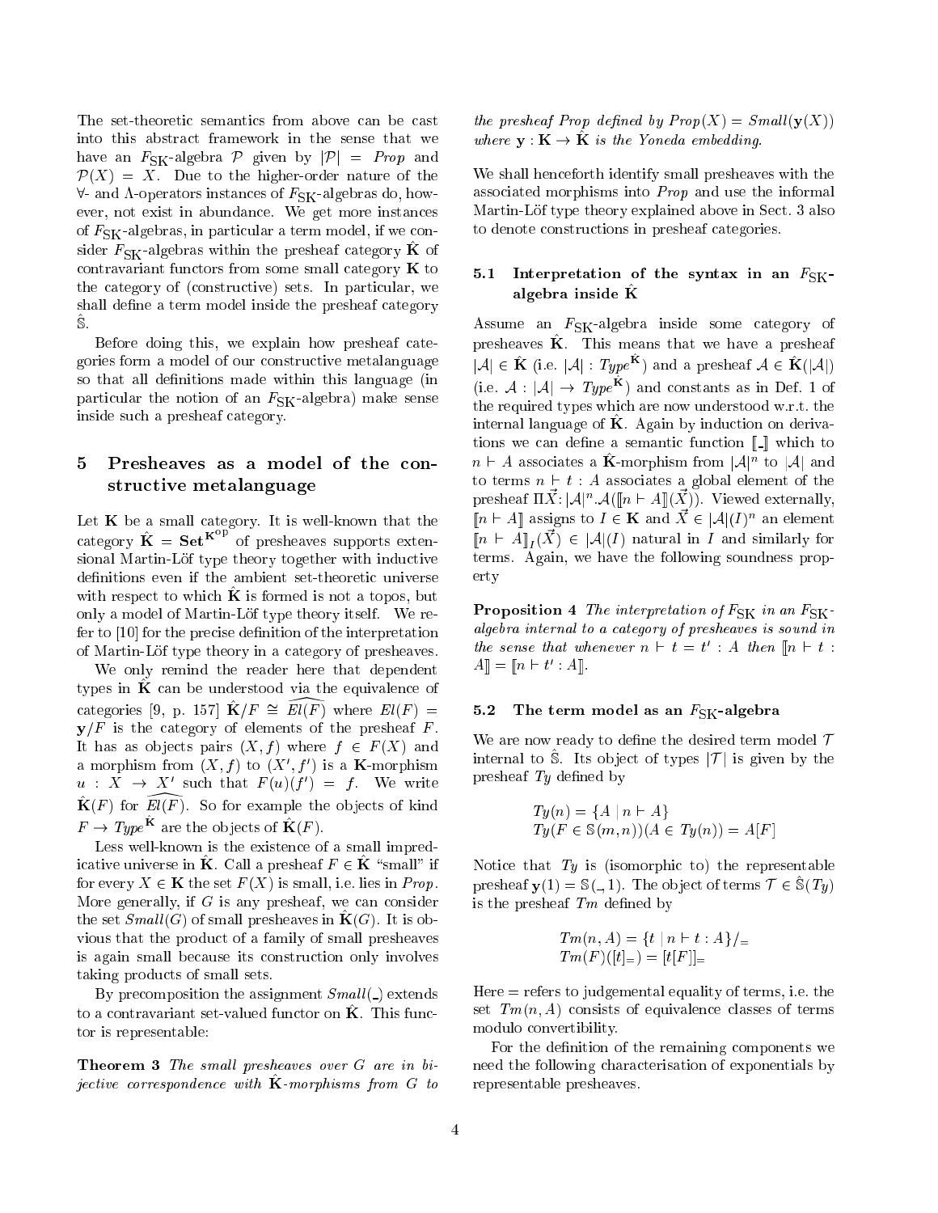The set-theoretic semantics from above can be cast into this abstract framework in the sense that we have an $F_{\mathrm{SK}}$-algebra $\mathcal{P}$ given by $|\mathcal{P}| = \mathit{Prop}$ and $\mathcal{P}(X) = X$. Due to the higher-order nature of the $\forall$- and $\Lambda$-operators instances of $F_{\mathrm{SK}}$-algebras do, however, not exist in abundance. We get more instances of $F_{\mathrm{SK}}$-algebras, in particular a term model, if we consider $F_{\mathrm{SK}}$-algebras within the presheaf category $\hat{\mathbf{K}}$ of contravariant functors from some small category $\mathbf{K}$ to the category of (constructive) sets. In particular, we shall define a term model inside the presheaf category $\hat{\mathbb{S}}$.

Before doing this, we explain how presheaf categories form a model of our constructive metalanguage so that all definitions made within this language (in particular the notion of an $F_{\mathrm{SK}}$-algebra) make sense inside such a presheaf category.

## 5 Presheaves as a model of the constructive metalanguage

Let $\mathbf{K}$ be a small category. It is well-known that the category $\hat{\mathbf{K}} = \mathbf{Set}^{\mathbf{K}^{\mathrm{op}}}$ of presheaves supports extensional Martin-Löf type theory together with inductive definitions even if the ambient set-theoretic universe with respect to which $\hat{\mathbf{K}}$ is formed is not a topos, but only a model of Martin-Löf type theory itself. We refer to [10] for the precise definition of the interpretation of Martin-Löf type theory in a category of presheaves.

We only remind the reader here that dependent types in $\hat{\mathbf{K}}$ can be understood via the equivalence of categories [9, p. 157] $\hat{\mathbf{K}}/F \cong \widehat{El(F)}$ where $El(F) = \mathbf{y}/F$ is the category of elements of the presheaf $F$. It has as objects pairs $(X, f)$ where $f \in F(X)$ and a morphism from $(X, f)$ to $(X', f')$ is a $\mathbf{K}$-morphism $u : X \to X'$ such that $F(u)(f') = f$. We write $\hat{\mathbf{K}}(F)$ for $\widehat{El(F)}$. So for example the objects of kind $F \to \mathit{Type}^{\hat{\mathbf{K}}}$ are the objects of $\hat{\mathbf{K}}(F)$.

Less well-known is the existence of a small impredicative universe in $\hat{\mathbf{K}}$. Call a presheaf $F \in \hat{\mathbf{K}}$ "small" if for every $X \in \mathbf{K}$ the set $F(X)$ is small, i.e. lies in $\mathit{Prop}$. More generally, if $G$ is any presheaf, we can consider the set $\mathit{Small}(G)$ of small presheaves in $\hat{\mathbf{K}}(G)$. It is obvious that the product of a family of small presheaves is again small because its construction only involves taking products of small sets.

By precomposition the assignment $\mathit{Small}(\_)$ extends to a contravariant set-valued functor on $\hat{\mathbf{K}}$. This functor is representable:

**Theorem 3** *The small presheaves over $G$ are in bijective correspondence with $\hat{\mathbf{K}}$-morphisms from $G$ to the presheaf $\mathit{Prop}$ defined by $\mathit{Prop}(X) = \mathit{Small}(\mathbf{y}(X))$ where $\mathbf{y} : \mathbf{K} \to \hat{\mathbf{K}}$ is the Yoneda embedding.*

We shall henceforth identify small presheaves with the associated morphisms into $\mathit{Prop}$ and use the informal Martin-Löf type theory explained above in Sect. 3 also to denote constructions in presheaf categories.

### 5.1 Interpretation of the syntax in an $F_{\mathrm{SK}}$-algebra inside $\hat{\mathbf{K}}$

Assume an $F_{\mathrm{SK}}$-algebra inside some category of presheaves $\hat{\mathbf{K}}$. This means that we have a presheaf $|\mathcal{A}| \in \hat{\mathbf{K}}$ (i.e. $|\mathcal{A}| : \mathit{Type}^{\hat{\mathbf{K}}}$) and a presheaf $\mathcal{A} \in \hat{\mathbf{K}}(|\mathcal{A}|)$ (i.e. $\mathcal{A} : |\mathcal{A}| \to \mathit{Type}^{\hat{\mathbf{K}}}$) and constants as in Def. 1 of the required types which are now understood w.r.t. the internal language of $\hat{\mathbf{K}}$. Again by induction on derivations we can define a semantic function $[\![\_]\!]$ which to $n \vdash A$ associates a $\hat{\mathbf{K}}$-morphism from $|\mathcal{A}|^n$ to $|\mathcal{A}|$ and to terms $n \vdash t : A$ associates a global element of the presheaf $\Pi \vec{X} \colon |\mathcal{A}|^n . \mathcal{A}([\![n \vdash A]\!](\vec{X}))$. Viewed externally, $[\![n \vdash A]\!]$ assigns to $I \in \mathbf{K}$ and $\vec{X} \in |\mathcal{A}|(I)^n$ an element $[\![n \vdash A]\!]_I(\vec{X}) \in |\mathcal{A}|(I)$ natural in $I$ and similarly for terms. Again, we have the following soundness property

**Proposition 4** *The interpretation of $F_{\mathrm{SK}}$ in an $F_{\mathrm{SK}}$-algebra internal to a category of presheaves is sound in the sense that whenever $n \vdash t = t' : A$ then $[\![n \vdash t : A]\!] = [\![n \vdash t' : A]\!]$.*

### 5.2 The term model as an $F_{\mathrm{SK}}$-algebra

We are now ready to define the desired term model $\mathcal{T}$ internal to $\hat{\mathbb{S}}$. Its object of types $|\mathcal{T}|$ is given by the presheaf $\mathit{Ty}$ defined by

$$\begin{aligned} &\mathit{Ty}(n) = \{A \mid n \vdash A\} \\ &\mathit{Ty}(F \in \mathbb{S}(m,n))(A \in \mathit{Ty}(n)) = A[F] \end{aligned}$$

Notice that $\mathit{Ty}$ is (isomorphic to) the representable presheaf $\mathbf{y}(1) = \mathbb{S}(\_, 1)$. The object of terms $\mathcal{T} \in \hat{\mathbb{S}}(\mathit{Ty})$ is the presheaf $\mathit{Tm}$ defined by

$$\begin{aligned} &\mathit{Tm}(n, A) = \{t \mid n \vdash t : A\}/_= \\ &\mathit{Tm}(F)([t]_=) = [t[F]]_= \end{aligned}$$

Here $=$ refers to judgemental equality of terms, i.e. the set $\mathit{Tm}(n, A)$ consists of equivalence classes of terms modulo convertibility.

For the definition of the remaining components we need the following characterisation of exponentials by representable presheaves.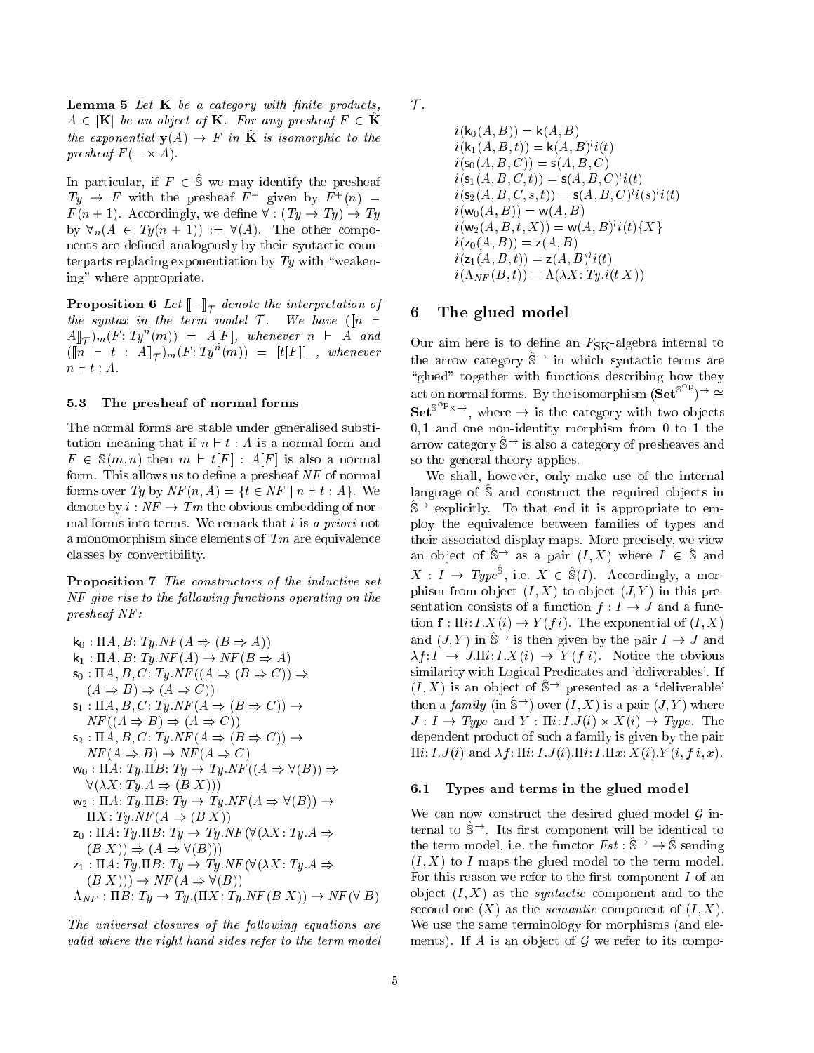**Lemma 5** *Let* $\mathbf{K}$ *be a category with finite products,* $A \in |\mathbf{K}|$ *be an object of* $\mathbf{K}$*. For any presheaf* $F \in \hat{\mathbf{K}}$ *the exponential* $\mathbf{y}(A) \to F$ *in* $\hat{\mathbf{K}}$ *is isomorphic to the presheaf* $F(- \times A)$*.*

In particular, if $F \in \hat{\mathbb{S}}$ we may identify the presheaf $Ty \to F$ with the presheaf $F^+$ given by $F^+(n) = F(n+1)$. Accordingly, we define $\forall : (Ty \to Ty) \to Ty$ by $\forall_n(A \in Ty(n+1)) := \forall(A)$. The other components are defined analogously by their syntactic counterparts replacing exponentiation by $Ty$ with "weakening" where appropriate.

**Proposition 6** *Let* $[\![-]\!]_{\mathcal{T}}$ *denote the interpretation of the syntax in the term model* $\mathcal{T}$*. We have* $([\![n \vdash A]\!]_{\mathcal{T}})_m(F\colon Ty^n(m)) = A[F]$*, whenever* $n \vdash A$ *and* $([\![n \vdash t : A]\!]_{\mathcal{T}})_m(F\colon Ty^n(m)) = [t[F]]_=$*, whenever* $n \vdash t : A$*.*

### 5.3 The presheaf of normal forms

The normal forms are stable under generalised substitution meaning that if $n \vdash t : A$ is a normal form and $F \in \mathbb{S}(m,n)$ then $m \vdash t[F] : A[F]$ is also a normal form. This allows us to define a presheaf $NF$ of normal forms over $Ty$ by $NF(n, A) = \{t \in NF \mid n \vdash t : A\}$. We denote by $i : NF \to Tm$ the obvious embedding of normal forms into terms. We remark that $i$ is *a priori* not a monomorphism since elements of $Tm$ are equivalence classes by convertibility.

**Proposition 7** *The constructors of the inductive set* $NF$ *give rise to the following functions operating on the presheaf* $NF$*:*

$\mathsf{k}_0 : \Pi A, B\colon Ty.NF(A \Rightarrow (B \Rightarrow A))$
$\mathsf{k}_1 : \Pi A, B\colon Ty.NF(A) \to NF(B \Rightarrow A)$
$\mathsf{s}_0 : \Pi A, B, C\colon Ty.NF((A \Rightarrow (B \Rightarrow C)) \Rightarrow (A \Rightarrow B) \Rightarrow (A \Rightarrow C))$
$\mathsf{s}_1 : \Pi A, B, C\colon Ty.NF(A \Rightarrow (B \Rightarrow C)) \to NF((A \Rightarrow B) \Rightarrow (A \Rightarrow C))$
$\mathsf{s}_2 : \Pi A, B, C\colon Ty.NF(A \Rightarrow (B \Rightarrow C)) \to NF(A \Rightarrow B) \to NF(A \Rightarrow C)$
$\mathsf{w}_0 : \Pi A\colon Ty.\Pi B\colon Ty \to Ty.NF((A \Rightarrow \forall(B)) \Rightarrow \forall(\lambda X\colon Ty.A \Rightarrow (B\ X)))$
$\mathsf{w}_2 : \Pi A\colon Ty.\Pi B\colon Ty \to Ty.NF(A \Rightarrow \forall(B)) \to \Pi X\colon Ty.NF(A \Rightarrow (B\ X))$
$\mathsf{z}_0 : \Pi A\colon Ty.\Pi B\colon Ty \to Ty.NF(\forall(\lambda X\colon Ty.A \Rightarrow (B\ X)) \Rightarrow (A \Rightarrow \forall(B)))$
$\mathsf{z}_1 : \Pi A\colon Ty.\Pi B\colon Ty \to Ty.NF(\forall(\lambda X\colon Ty.A \Rightarrow (B\ X))) \to NF(A \Rightarrow \forall(B))$
$\Lambda_{NF} : \Pi B\colon Ty \to Ty.(\Pi X\colon Ty.NF(B\ X)) \to NF(\forall\ B)$

*The universal closures of the following equations are valid where the right hand sides refer to the term model* $\mathcal{T}$*.*

$$
\begin{aligned}
&i(\mathsf{k}_0(A,B)) = \mathsf{k}(A,B)\\
&i(\mathsf{k}_1(A,B,t)) = \mathsf{k}(A,B)^l i(t)\\
&i(\mathsf{s}_0(A,B,C)) = \mathsf{s}(A,B,C)\\
&i(\mathsf{s}_1(A,B,C,t)) = \mathsf{s}(A,B,C)^l i(t)\\
&i(\mathsf{s}_2(A,B,C,s,t)) = \mathsf{s}(A,B,C)^l i(s)^l i(t)\\
&i(\mathsf{w}_0(A,B)) = \mathsf{w}(A,B)\\
&i(\mathsf{w}_2(A,B,t,X)) = \mathsf{w}(A,B)^l i(t)\{X\}\\
&i(\mathsf{z}_0(A,B)) = \mathsf{z}(A,B)\\
&i(\mathsf{z}_1(A,B,t)) = \mathsf{z}(A,B)^l i(t)\\
&i(\Lambda_{NF}(B,t)) = \Lambda(\lambda X\colon Ty.i(t\ X))
\end{aligned}
$$

## 6 The glued model

Our aim here is to define an $F_{\mathrm{SK}}$-algebra internal to the arrow category $\hat{\mathbb{S}}^{\to}$ in which syntactic terms are "glued" together with functions describing how they act on normal forms. By the isomorphism $(\mathbf{Set}^{\mathbb{S}^{\mathrm{op}}})^{\to} \cong \mathbf{Set}^{\mathbb{S}^{\mathrm{op}} \times \to}$, where $\to$ is the category with two objects $0, 1$ and one non-identity morphism from 0 to 1 the arrow category $\hat{\mathbb{S}}^{\to}$ is also a category of presheaves and so the general theory applies.

We shall, however, only make use of the internal language of $\hat{\mathbb{S}}$ and construct the required objects in $\hat{\mathbb{S}}^{\to}$ explicitly. To that end it is appropriate to employ the equivalence between families of types and their associated display maps. More precisely, we view an object of $\hat{\mathbb{S}}^{\to}$ as a pair $(I, X)$ where $I \in \hat{\mathbb{S}}$ and $X : I \to \mathit{Type}^{\hat{\mathbb{S}}}$, i.e. $X \in \hat{\mathbb{S}}(I)$. Accordingly, a morphism from object $(I, X)$ to object $(J, Y)$ in this presentation consists of a function $f : I \to J$ and a function $\mathbf{f} : \Pi i\colon I.X(i) \to Y(f\,i)$. The exponential of $(I, X)$ and $(J, Y)$ in $\hat{\mathbb{S}}^{\to}$ is then given by the pair $I \to J$ and $\lambda f\colon I \to J.\Pi i\colon I.X(i) \to Y(f\,i)$. Notice the obvious similarity with Logical Predicates and 'deliverables'. If $(I, X)$ is an object of $\hat{\mathbb{S}}^{\to}$ presented as a 'deliverable' then a *family* (in $\hat{\mathbb{S}}^{\to}$) over $(I, X)$ is a pair $(J, Y)$ where $J : I \to \mathit{Type}$ and $Y : \Pi i\colon I.J(i) \times X(i) \to \mathit{Type}$. The dependent product of such a family is given by the pair $\Pi i\colon I.J(i)$ and $\lambda f\colon \Pi i\colon I.J(i).\Pi i\colon I.\Pi x\colon X(i).Y(i, f\,i, x)$.

### 6.1 Types and terms in the glued model

We can now construct the desired glued model $\mathcal{G}$ internal to $\hat{\mathbb{S}}^{\to}$. Its first component will be identical to the term model, i.e. the functor $\mathit{Fst} : \hat{\mathbb{S}}^{\to} \to \hat{\mathbb{S}}$ sending $(I, X)$ to $I$ maps the glued model to the term model. For this reason we refer to the first component $I$ of an object $(I, X)$ as the *syntactic* component and to the second one $(X)$ as the *semantic* component of $(I, X)$. We use the same terminology for morphisms (and elements). If $A$ is an object of $\mathcal{G}$ we refer to its compo-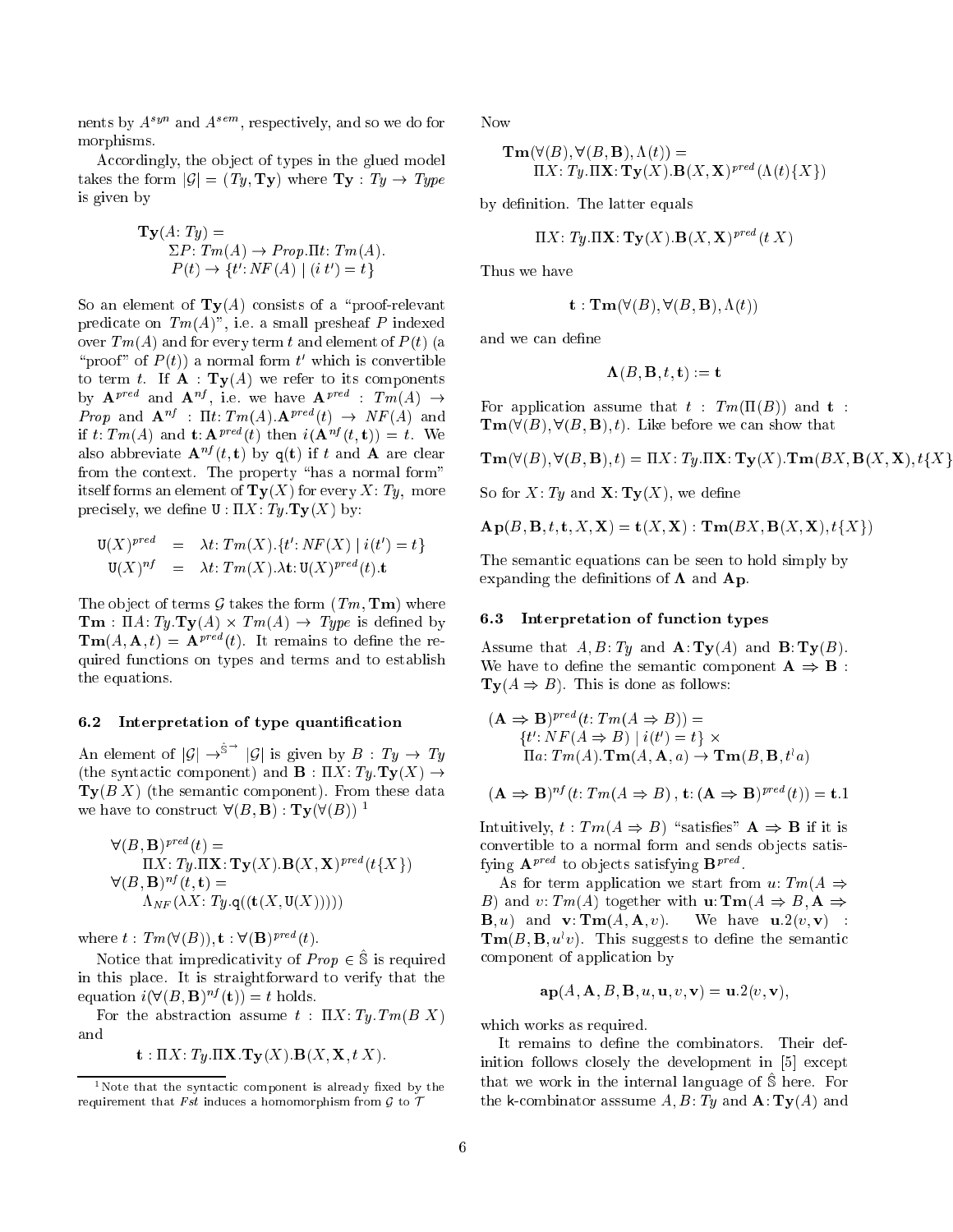nents by $A^{syn}$ and $A^{sem}$, respectively, and so we do for morphisms.

Accordingly, the object of types in the glued model takes the form $|\mathcal{G}| = (Ty, \mathbf{Ty})$ where $\mathbf{Ty} : Ty \to Type$ is given by

$$\begin{aligned}&\mathbf{Ty}(A{:}\, Ty) = \\ &\quad \Sigma P{:}\, Tm(A) \to Prop.\Pi t{:}\, Tm(A). \\ &\quad P(t) \to \{t'{:}\, NF(A) \mid (i\ t') = t\}\end{aligned}$$

So an element of $\mathbf{Ty}(A)$ consists of a "proof-relevant predicate on $Tm(A)$", i.e. a small presheaf $P$ indexed over $Tm(A)$ and for every term $t$ and element of $P(t)$ (a "proof" of $P(t)$) a normal form $t'$ which is convertible to term $t$. If $\mathbf{A} : \mathbf{Ty}(A)$ we refer to its components by $\mathbf{A}^{pred}$ and $\mathbf{A}^{nf}$, i.e. we have $\mathbf{A}^{pred} : Tm(A) \to Prop$ and $\mathbf{A}^{nf} : \Pi t{:}\, Tm(A).\mathbf{A}^{pred}(t) \to NF(A)$ and if $t{:}\, Tm(A)$ and $\mathbf{t}{:}\, \mathbf{A}^{pred}(t)$ then $i(\mathbf{A}^{nf}(t, \mathbf{t})) = t$. We also abbreviate $\mathbf{A}^{nf}(t, \mathbf{t})$ by $\mathtt{q}(\mathbf{t})$ if $t$ and $\mathbf{A}$ are clear from the context. The property "has a normal form" itself forms an element of $\mathbf{Ty}(X)$ for every $X{:}\, Ty$, more precisely, we define $\mathtt{U} : \Pi X{:}\, Ty.\mathbf{Ty}(X)$ by:

$$\begin{aligned}\mathtt{U}(X)^{pred} &= \lambda t{:}\, Tm(X).\{t'{:}\, NF(X) \mid i(t') = t\} \\ \mathtt{U}(X)^{nf} &= \lambda t{:}\, Tm(X).\lambda \mathbf{t}{:}\, \mathtt{U}(X)^{pred}(t).\mathbf{t}\end{aligned}$$

The object of terms $\mathcal{G}$ takes the form $(Tm, \mathbf{Tm})$ where $\mathbf{Tm} : \Pi A{:}\, Ty.\mathbf{Ty}(A) \times Tm(A) \to Type$ is defined by $\mathbf{Tm}(A, \mathbf{A}, t) = \mathbf{A}^{pred}(t)$. It remains to define the required functions on types and terms and to establish the equations.

### 6.2 Interpretation of type quantification

An element of $|\mathcal{G}| \to^{\hat{\mathbb{S}}^{\to}} |\mathcal{G}|$ is given by $B : Ty \to Ty$ (the syntactic component) and $\mathbf{B} : \Pi X{:}\, Ty.\mathbf{Ty}(X) \to \mathbf{Ty}(B\, X)$ (the semantic component). From these data we have to construct $\forall(B, \mathbf{B}) : \mathbf{Ty}(\forall(B))$ [1]

$$\begin{aligned}&\forall(B, \mathbf{B})^{pred}(t) = \\ &\quad \Pi X{:}\, Ty.\Pi \mathbf{X}{:}\, \mathbf{Ty}(X).\mathbf{B}(X, \mathbf{X})^{pred}(t\{X\}) \\ &\forall(B, \mathbf{B})^{nf}(t, \mathbf{t}) = \\ &\quad \Lambda_{NF}(\lambda X{:}\, Ty.\mathtt{q}((\mathbf{t}(X, \mathtt{U}(X)))))\end{aligned}$$

where $t : Tm(\forall(B)), \mathbf{t} : \forall(\mathbf{B})^{pred}(t)$.

Notice that impredicativity of $Prop \in \hat{\mathbb{S}}$ is required in this place. It is straightforward to verify that the equation $i(\forall(B, \mathbf{B})^{nf}(\mathbf{t})) = t$ holds.

For the abstraction assume $t : \Pi X{:}\, Ty.Tm(B\ X)$ and

$$\mathbf{t} : \Pi X{:}\, Ty.\Pi \mathbf{X}.\mathbf{Ty}(X).\mathbf{B}(X, \mathbf{X}, t\ X).$$

Now

$$\begin{aligned}&\mathbf{Tm}(\forall(B), \forall(B, \mathbf{B}), \Lambda(t)) = \\ &\quad \Pi X{:}\, Ty.\Pi \mathbf{X}{:}\, \mathbf{Ty}(X).\mathbf{B}(X, \mathbf{X})^{pred}(\Lambda(t)\{X\})\end{aligned}$$

by definition. The latter equals

$$\Pi X{:}\, Ty.\Pi \mathbf{X}{:}\, \mathbf{Ty}(X).\mathbf{B}(X, \mathbf{X})^{pred}(t\ X)$$

Thus we have

$$\mathbf{t} : \mathbf{Tm}(\forall(B), \forall(B, \mathbf{B}), \Lambda(t))$$

and we can define

$$\mathbf{\Lambda}(B, \mathbf{B}, t, \mathbf{t}) := \mathbf{t}$$

For application assume that $t : Tm(\Pi(B))$ and $\mathbf{t} : \mathbf{Tm}(\forall(B), \forall(B, \mathbf{B}), t)$. Like before we can show that

$$\mathbf{Tm}(\forall(B), \forall(B, \mathbf{B}), t) = \Pi X{:}\, Ty.\Pi \mathbf{X}{:}\, \mathbf{Ty}(X).\mathbf{Tm}(BX, \mathbf{B}(X, \mathbf{X}), t\{X\}$$

So for $X{:}\, Ty$ and $\mathbf{X}{:}\, \mathbf{Ty}(X)$, we define

$$\mathbf{Ap}(B, \mathbf{B}, t, \mathbf{t}, X, \mathbf{X}) = \mathbf{t}(X, \mathbf{X}) : \mathbf{Tm}(BX, \mathbf{B}(X, \mathbf{X}), t\{X\})$$

The semantic equations can be seen to hold simply by expanding the definitions of $\mathbf{\Lambda}$ and $\mathbf{Ap}$.

### 6.3 Interpretation of function types

Assume that $A, B{:}\, Ty$ and $\mathbf{A}{:}\, \mathbf{Ty}(A)$ and $\mathbf{B}{:}\, \mathbf{Ty}(B)$. We have to define the semantic component $\mathbf{A} \Rightarrow \mathbf{B} : \mathbf{Ty}(A \Rightarrow B)$. This is done as follows:

$$\begin{aligned}&(\mathbf{A} \Rightarrow \mathbf{B})^{pred}(t{:}\, Tm(A \Rightarrow B)) = \\ &\quad \{t'{:}\, NF(A \Rightarrow B) \mid i(t') = t\} \times \\ &\quad \Pi a{:}\, Tm(A).\mathbf{Tm}(A, \mathbf{A}, a) \to \mathbf{Tm}(B, \mathbf{B}, t^{\cdot} a)\end{aligned}$$

$$(\mathbf{A} \Rightarrow \mathbf{B})^{nf}(t{:}\, Tm(A \Rightarrow B)\,,\, \mathbf{t}{:}\, (\mathbf{A} \Rightarrow \mathbf{B})^{pred}(t)) = \mathbf{t}.1$$

Intuitively, $t : Tm(A \Rightarrow B)$ "satisfies" $\mathbf{A} \Rightarrow \mathbf{B}$ if it is convertible to a normal form and sends objects satisfying $\mathbf{A}^{pred}$ to objects satisfying $\mathbf{B}^{pred}$.

As for term application we start from $u{:}\, Tm(A \Rightarrow B)$ and $v{:}\, Tm(A)$ together with $\mathbf{u}{:}\, \mathbf{Tm}(A \Rightarrow B, \mathbf{A} \Rightarrow \mathbf{B}, u)$ and $\mathbf{v}{:}\, \mathbf{Tm}(A, \mathbf{A}, v)$. We have $\mathbf{u}.2(v, \mathbf{v}) : \mathbf{Tm}(B, \mathbf{B}, u^{\cdot} v)$. This suggests to define the semantic component of application by

$$\mathbf{ap}(A, \mathbf{A}, B, \mathbf{B}, u, \mathbf{u}, v, \mathbf{v}) = \mathbf{u}.2(v, \mathbf{v}),$$

which works as required.

It remains to define the combinators. Their definition follows closely the development in [5] except that we work in the internal language of $\hat{\mathbb{S}}$ here. For the $\mathsf{k}$-combinator asssume $A, B{:}\, Ty$ and $\mathbf{A}{:}\, \mathbf{Ty}(A)$ and

[1] Note that the syntactic component is already fixed by the requirement that $Fst$ induces a homomorphism from $\mathcal{G}$ to $\mathcal{T}$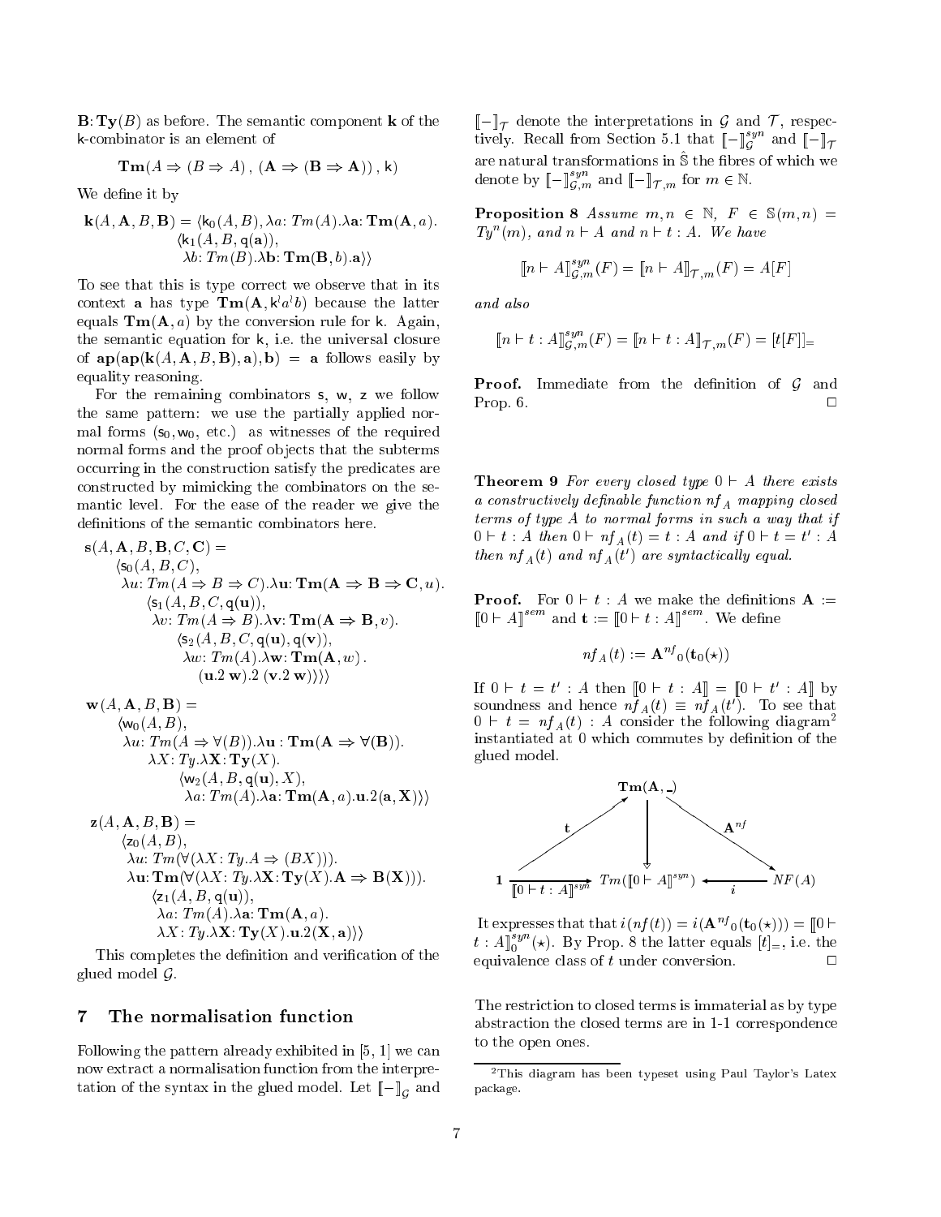$\mathbf{B}\colon \mathbf{Ty}(B)$ as before. The semantic component $\mathbf{k}$ of the k-combinator is an element of

$$\mathbf{Tm}(A \Rightarrow (B \Rightarrow A)\,,\,(\mathbf{A} \Rightarrow (\mathbf{B} \Rightarrow \mathbf{A}))\,,\,\mathsf{k})$$

We define it by

$$\begin{aligned}\mathbf{k}(A,\mathbf{A},B,\mathbf{B}) = \langle & \mathsf{k}_0(A,B), \lambda a\colon Tm(A).\lambda \mathbf{a}\colon \mathbf{Tm}(\mathbf{A},a).\\ & \langle \mathsf{k}_1(A,B,\mathsf{q}(\mathbf{a})),\\ & \lambda b\colon Tm(B).\lambda \mathbf{b}\colon \mathbf{Tm}(\mathbf{B},b).\mathbf{a}\rangle\rangle\end{aligned}$$

To see that this is type correct we observe that in its context $\mathbf{a}$ has type $\mathbf{Tm}(\mathbf{A},\mathsf{k}^{\prime}a^{\prime}b)$ because the latter equals $\mathbf{Tm}(\mathbf{A},a)$ by the conversion rule for $\mathsf{k}$. Again, the semantic equation for $\mathsf{k}$, i.e. the universal closure of $\mathbf{ap}(\mathbf{ap}(\mathbf{k}(A,\mathbf{A},B,\mathbf{B}),\mathbf{a}),\mathbf{b}) = \mathbf{a}$ follows easily by equality reasoning.

For the remaining combinators $\mathsf{s}$, $\mathsf{w}$, $\mathsf{z}$ we follow the same pattern: we use the partially applied normal forms ($\mathsf{s}_0, \mathsf{w}_0$, etc.) as witnesses of the required normal forms and the proof objects that the subterms occurring in the construction satisfy the predicates are constructed by mimicking the combinators on the semantic level. For the ease of the reader we give the definitions of the semantic combinators here.

$$\begin{aligned}&\mathbf{s}(A,\mathbf{A},B,\mathbf{B},C,\mathbf{C}) =\\ &\quad\langle \mathsf{s}_0(A,B,C),\\ &\quad\lambda u\colon Tm(A \Rightarrow B \Rightarrow C).\lambda \mathbf{u}\colon \mathbf{Tm}(\mathbf{A} \Rightarrow \mathbf{B} \Rightarrow \mathbf{C},u).\\ &\qquad\langle \mathsf{s}_1(A,B,C,\mathsf{q}(\mathbf{u})),\\ &\qquad\lambda v\colon Tm(A \Rightarrow B).\lambda \mathbf{v}\colon \mathbf{Tm}(\mathbf{A} \Rightarrow \mathbf{B},v).\\ &\qquad\quad\langle \mathsf{s}_2(A,B,C,\mathsf{q}(\mathbf{u}),\mathsf{q}(\mathbf{v})),\\ &\qquad\quad\lambda w\colon Tm(A).\lambda \mathbf{w}\colon \mathbf{Tm}(\mathbf{A},w)\,.\\ &\qquad\qquad(\mathbf{u}.2\;\mathbf{w}).2\;(\mathbf{v}.2\;\mathbf{w})\rangle\rangle\rangle\end{aligned}$$

$$\begin{aligned}&\mathbf{w}(A,\mathbf{A},B,\mathbf{B}) =\\ &\quad\langle \mathsf{w}_0(A,B),\\ &\quad\lambda u\colon Tm(A \Rightarrow \forall(B)).\lambda \mathbf{u} : \mathbf{Tm}(\mathbf{A} \Rightarrow \forall(\mathbf{B})).\\ &\qquad\lambda X\colon Ty.\lambda \mathbf{X}\colon \mathbf{Ty}(X).\\ &\qquad\quad\langle \mathsf{w}_2(A,B,\mathsf{q}(\mathbf{u}),X),\\ &\qquad\quad\lambda a\colon Tm(A).\lambda \mathbf{a}\colon \mathbf{Tm}(\mathbf{A},a).\mathbf{u}.2(\mathbf{a},\mathbf{X})\rangle\rangle\end{aligned}$$

$$\begin{aligned}&\mathsf{z}(A,\mathbf{A},B,\mathbf{B}) =\\ &\quad\langle \mathsf{z}_0(A,B),\\ &\quad\lambda u\colon Tm(\forall(\lambda X\colon Ty.A \Rightarrow (BX))).\\ &\quad\lambda \mathbf{u}\colon \mathbf{Tm}(\forall(\lambda X\colon Ty.\lambda \mathbf{X}\colon \mathbf{Ty}(X).\mathbf{A} \Rightarrow \mathbf{B}(\mathbf{X}))).\\ &\qquad\langle \mathsf{z}_1(A,B,\mathsf{q}(\mathbf{u})),\\ &\qquad\lambda a\colon Tm(A).\lambda \mathbf{a}\colon \mathbf{Tm}(\mathbf{A},a).\\ &\qquad\lambda X\colon Ty.\lambda \mathbf{X}\colon \mathbf{Ty}(X).\mathbf{u}.2(\mathbf{X},\mathbf{a})\rangle\rangle\end{aligned}$$

This completes the definition and verification of the glued model $\mathcal{G}$.

## 7 The normalisation function

Following the pattern already exhibited in [5, 1] we can now extract a normalisation function from the interpretation of the syntax in the glued model. Let $[\![-]\!]_{\mathcal{G}}$ and $[\![-]\!]_{\mathcal{T}}$ denote the interpretations in $\mathcal{G}$ and $\mathcal{T}$, respectively. Recall from Section 5.1 that $[\![-]\!]^{syn}_{\mathcal{G}}$ and $[\![-]\!]_{\mathcal{T}}$ are natural transformations in $\hat{\mathbb{S}}$ the fibres of which we denote by $[\![-]\!]^{syn}_{\mathcal{G},m}$ and $[\![-]\!]_{\mathcal{T},m}$ for $m \in \mathbb{N}$.

**Proposition 8** *Assume $m,n \in \mathbb{N}$, $F \in \mathbb{S}(m,n) = Ty^n(m)$, and $n \vdash A$ and $n \vdash t : A$. We have*

$$[\![n \vdash A]\!]^{syn}_{\mathcal{G},m}(F) = [\![n \vdash A]\!]_{\mathcal{T},m}(F) = A[F]$$

*and also*

$$[\![n \vdash t : A]\!]^{syn}_{\mathcal{G},m}(F) = [\![n \vdash t : A]\!]_{\mathcal{T},m}(F) = [t[F]]_{=}$$

**Proof.** Immediate from the definition of $\mathcal{G}$ and Prop. 6. $\square$

**Theorem 9** *For every closed type $0 \vdash A$ there exists a constructively definable function $nf_A$ mapping closed terms of type $A$ to normal forms in such a way that if $0 \vdash t : A$ then $0 \vdash nf_A(t) = t : A$ and if $0 \vdash t = t' : A$ then $nf_A(t)$ and $nf_A(t')$ are syntactically equal.*

**Proof.** For $0 \vdash t : A$ we make the definitions $\mathbf{A} := [\![0 \vdash A]\!]^{sem}$ and $\mathbf{t} := [\![0 \vdash t : A]\!]^{sem}$. We define

$$nf_A(t) := \mathbf{A}^{nf}{}_0(\mathbf{t}_0(\star))$$

If $0 \vdash t = t' : A$ then $[\![0 \vdash t : A]\!] = [\![0 \vdash t' : A]\!]$ by soundness and hence $nf_A(t) \equiv nf_A(t')$. To see that $0 \vdash t = nf_A(t) : A$ consider the following diagram[2] instantiated at 0 which commutes by definition of the glued model.

$$\begin{array}{ccccc} & & \mathbf{Tm}(\mathbf{A},\_) & & \\ & \overset{\mathbf{t}}{\nearrow} & \downarrow & \overset{\mathbf{A}^{nf}}{\searrow} & \\ \mathbf{1} & \xrightarrow[{[\![0\vdash t:A]\!]^{syn}}]{} & Tm([\![0 \vdash A]\!]^{syn}) & \xleftarrow[i]{} & NF(A)\end{array}$$

It expresses that that $i(nf(t)) = i(\mathbf{A}^{nf}{}_0(\mathbf{t}_0(\star))) = [\![0 \vdash t : A]\!]^{syn}_0(\star)$. By Prop. 8 the latter equals $[t]_{=}$, i.e. the equivalence class of $t$ under conversion. $\square$

The restriction to closed terms is immaterial as by type abstraction the closed terms are in 1-1 correspondence to the open ones.

---

[2] This diagram has been typeset using Paul Taylor's Latex package.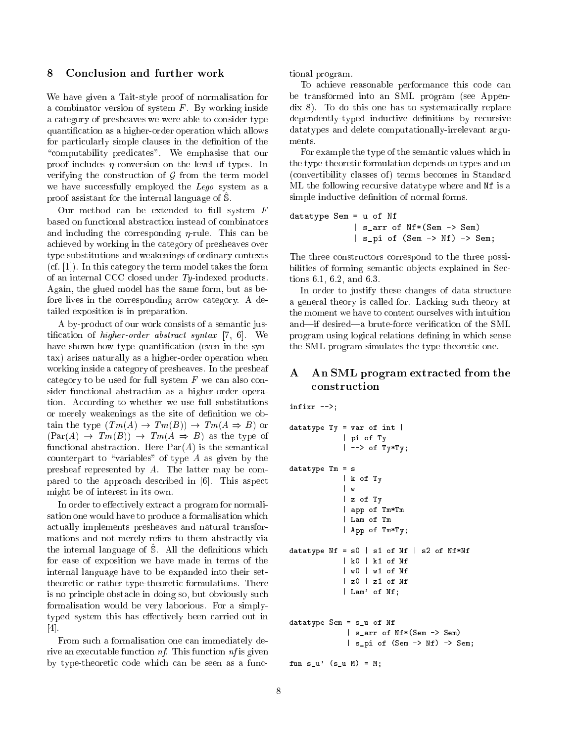## 8 Conclusion and further work

We have given a Tait-style proof of normalisation for a combinator version of system $F$. By working inside a category of presheaves we were able to consider type quantification as a higher-order operation which allows for particularly simple clauses in the definition of the "computability predicates". We emphasise that our proof includes $\eta$-conversion on the level of types. In verifying the construction of $\mathcal{G}$ from the term model we have successfully employed the *Lego* system as a proof assistant for the internal language of $\hat{\mathbb{S}}$.

Our method can be extended to full system $F$ based on functional abstraction instead of combinators and including the corresponding $\eta$-rule. This can be achieved by working in the category of presheaves over type substitutions and weakenings of ordinary contexts (cf. [1]). In this category the term model takes the form of an internal CCC closed under $Ty$-indexed products. Again, the glued model has the same form, but as before lives in the corresponding arrow category. A detailed exposition is in preparation.

A by-product of our work consists of a semantic justification of *higher-order abstract syntax* [7, 6]. We have shown how type quantification (even in the syntax) arises naturally as a higher-order operation when working inside a category of presheaves. In the presheaf category to be used for full system $F$ we can also consider functional abstraction as a higher-order operation. According to whether we use full substitutions or merely weakenings as the site of definition we obtain the type $(Tm(A) \to Tm(B)) \to Tm(A \Rightarrow B)$ or $(\mathrm{Par}(A) \to Tm(B)) \to Tm(A \Rightarrow B)$ as the type of functional abstraction. Here $\mathrm{Par}(A)$ is the semantical counterpart to "variables" of type $A$ as given by the presheaf represented by $A$. The latter may be compared to the approach described in [6]. This aspect might be of interest in its own.

In order to effectively extract a program for normalisation one would have to produce a formalisation which actually implements presheaves and natural transformations and not merely refers to them abstractly via the internal language of $\hat{\mathbb{S}}$. All the definitions which for ease of exposition we have made in terms of the internal language have to be expanded into their set-theoretic or rather type-theoretic formulations. There is no principle obstacle in doing so, but obviously such formalisation would be very laborious. For a simply-typed system this has effectively been carried out in [4].

From such a formalisation one can immediately derive an executable function *nf*. This function *nf* is given by type-theoretic code which can be seen as a functional program.

To achieve reasonable performance this code can be transformed into an SML program (see Appendix 8). To do this one has to systematically replace dependently-typed inductive definitions by recursive datatypes and delete computationally-irrelevant arguments.

For example the type of the semantic values which in the type-theoretic formulation depends on types and on (convertibility classes of) terms becomes in Standard ML the following recursive datatype where and `Nf` is a simple inductive definition of normal forms.

```
datatype Sem = u of Nf
             | s_arr of Nf*(Sem -> Sem)
             | s_pi of (Sem -> Nf) -> Sem;
```

The three constructors correspond to the three possibilities of forming semantic objects explained in Sections 6.1, 6.2, and 6.3.

In order to justify these changes of data structure a general theory is called for. Lacking such theory at the moment we have to content ourselves with intuition and—if desired—a brute-force verification of the SML program using logical relations defining in which sense the SML program simulates the type-theoretic one.

## A An SML program extracted from the construction

```
infixr -->;

datatype Ty = var of int |
            | pi of Ty
            | --> of Ty*Ty;

datatype Tm = s
            | k of Ty
            | w
            | z of Ty
            | app of Tm*Tm
            | Lam of Tm
            | App of Tm*Ty;

datatype Nf = s0 | s1 of Nf | s2 of Nf*Nf
            | k0 | k1 of Nf
            | w0 | w1 of Nf
            | z0 | z1 of Nf
            | Lam' of Nf;


datatype Sem = s_u of Nf
             | s_arr of Nf*(Sem -> Sem)
             | s_pi of (Sem -> Nf) -> Sem;

fun s_u' (s_u M) = M;
```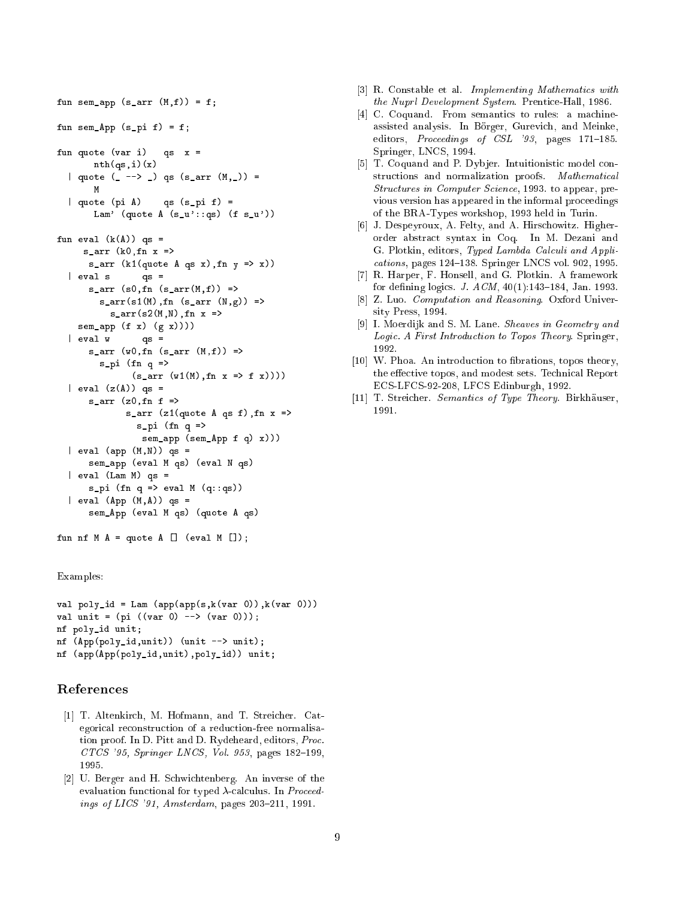```
fun sem_app (s_arr (M,f)) = f;

fun sem_App (s_pi f) = f;

fun quote (var i)   qs  x =
       nth(qs,i)(x)
  | quote (_ --> _) qs (s_arr (M,_)) =
       M
  | quote (pi A)    qs (s_pi f) =
       Lam' (quote A (s_u'::qs) (f s_u'))

fun eval (k(A)) qs =
     s_arr (k0,fn x =>
      s_arr (k1(quote A qs x),fn y => x))
  | eval s      qs =
      s_arr (s0,fn (s_arr(M,f)) =>
        s_arr(s1(M),fn (s_arr (N,g)) =>
          s_arr(s2(M,N),fn x =>
    sem_app (f x) (g x))))
  | eval w      qs =
      s_arr (w0,fn (s_arr (M,f)) =>
        s_pi (fn q =>
              (s_arr (w1(M),fn x => f x))))
  | eval (z(A)) qs =
      s_arr (z0,fn f =>
             s_arr (z1(quote A qs f),fn x =>
               s_pi (fn q =>
                sem_app (sem_App f q) x)))
  | eval (app (M,N)) qs =
      sem_app (eval M qs) (eval N qs)
  | eval (Lam M) qs =
      s_pi (fn q => eval M (q::qs))
  | eval (App (M,A)) qs =
      sem_App (eval M qs) (quote A qs)

fun nf M A = quote A [] (eval M []);
```

Examples:

```
val poly_id = Lam (app(app(s,k(var 0)),k(var 0)))
val unit = (pi ((var 0) --> (var 0)));
nf poly_id unit;
nf (App(poly_id,unit)) (unit --> unit);
nf (app(App(poly_id,unit),poly_id)) unit;
```

## References

[1] T. Altenkirch, M. Hofmann, and T. Streicher. Categorical reconstruction of a reduction-free normalisation proof. In D. Pitt and D. Rydeheard, editors, *Proc. CTCS '95, Springer LNCS, Vol. 953*, pages 182–199, 1995.

[2] U. Berger and H. Schwichtenberg. An inverse of the evaluation functional for typed λ-calculus. In *Proceedings of LICS '91, Amsterdam*, pages 203–211, 1991.

[3] R. Constable et al. *Implementing Mathematics with the Nuprl Development System*. Prentice-Hall, 1986.

[4] C. Coquand. From semantics to rules: a machine-assisted analysis. In Börger, Gurevich, and Meinke, editors, *Proceedings of CSL '93*, pages 171–185. Springer, LNCS, 1994.

[5] T. Coquand and P. Dybjer. Intuitionistic model constructions and normalization proofs. *Mathematical Structures in Computer Science*, 1993. to appear, previous version has appeared in the informal proceedings of the BRA-Types workshop, 1993 held in Turin.

[6] J. Despeyroux, A. Felty, and A. Hirschowitz. Higher-order abstract syntax in Coq. In M. Dezani and G. Plotkin, editors, *Typed Lambda Calculi and Applications*, pages 124–138. Springer LNCS vol. 902, 1995.

[7] R. Harper, F. Honsell, and G. Plotkin. A framework for defining logics. *J. ACM*, 40(1):143–184, Jan. 1993.

[8] Z. Luo. *Computation and Reasoning*. Oxford University Press, 1994.

[9] I. Moerdijk and S. M. Lane. *Sheaves in Geometry and Logic. A First Introduction to Topos Theory*. Springer, 1992.

[10] W. Phoa. An introduction to fibrations, topos theory, the effective topos, and modest sets. Technical Report ECS-LFCS-92-208, LFCS Edinburgh, 1992.

[11] T. Streicher. *Semantics of Type Theory*. Birkhäuser, 1991.